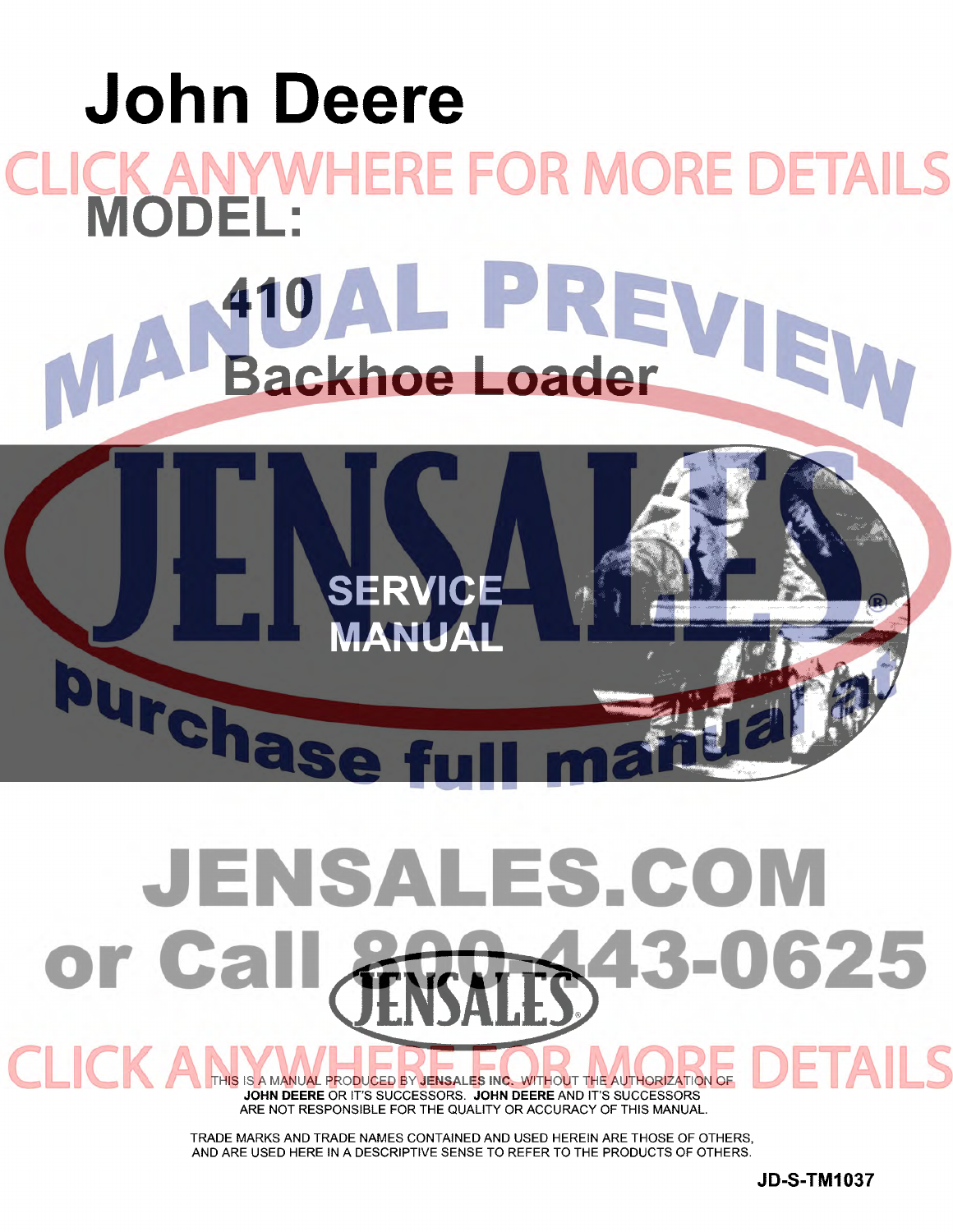# John Deere

CLICK ANYWHERE FOR MORE DETAILS

## MODEL:

## 410

## Backhoe Loader

MANUAL PREVIEW

JENSALES

SERVICE MANUAL

purchase full manual at

JENSALES.COM

or Call 800-443-0625

CLICK ANYWHERE FOR MORE DETAILS

THIS IS A MANUAL PRODUCED BY **JENSALES INC.** WITHOUT THE AUTHORIZATION OF **JOHN DEERE** OR IT'S SUCCESSORS. **JOHN DEERE** AND IT'S SUCCESSORS ARE NOT RESPONSIBLE FOR THE QUALITY OR ACCURACY OF THIS MANUAL.

TRADE MARKS AND TRADE NAMES CONTAINED AND USED HEREIN ARE THOSE OF OTHERS, AND ARE USED HERE IN A DESCRIPTIVE SENSE TO REFER TO THE PRODUCTS OF OTHERS.

**JD-S-TM1037**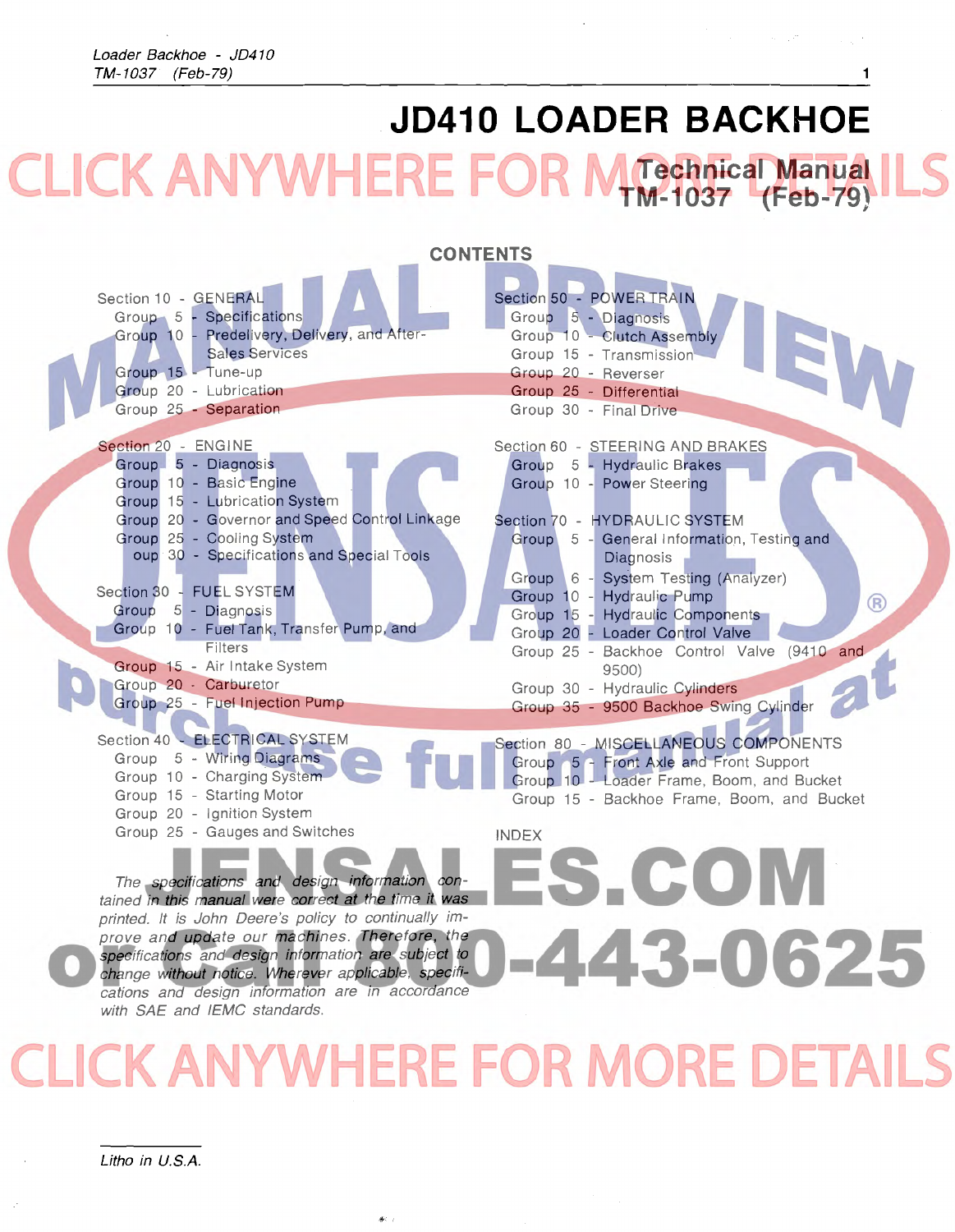# JD410 LOADER BACKHOE

Technical Manual
TM-1037 (Feb-79)

## CONTENTS

Section 10 - GENERAL
- Group 5 - Specifications
- Group 10 - Predelivery, Delivery, and After-Sales Services
- Group 15 - Tune-up
- Group 20 - Lubrication
- Group 25 - Separation

Section 20 - ENGINE
- Group 5 - Diagnosis
- Group 10 - Basic Engine
- Group 15 - Lubrication System
- Group 20 - Governor and Speed Control Linkage
- Group 25 - Cooling System
- Group 30 - Specifications and Special Tools

Section 30 - FUEL SYSTEM
- Group 5 - Diagnosis
- Group 10 - Fuel Tank, Transfer Pump, and Filters
- Group 15 - Air Intake System
- Group 20 - Carburetor
- Group 25 - Fuel Injection Pump

Section 40 - ELECTRICAL SYSTEM
- Group 5 - Wiring Diagrams
- Group 10 - Charging System
- Group 15 - Starting Motor
- Group 20 - Ignition System
- Group 25 - Gauges and Switches

Section 50 - POWER TRAIN
- Group 5 - Diagnosis
- Group 10 - Clutch Assembly
- Group 15 - Transmission
- Group 20 - Reverser
- Group 25 - Differential
- Group 30 - Final Drive

Section 60 - STEERING AND BRAKES
- Group 5 - Hydraulic Brakes
- Group 10 - Power Steering

Section 70 - HYDRAULIC SYSTEM
- Group 5 - General Information, Testing and Diagnosis
- Group 6 - System Testing (Analyzer)
- Group 10 - Hydraulic Pump
- Group 15 - Hydraulic Components
- Group 20 - Loader Control Valve
- Group 25 - Backhoe Control Valve (9410 and 9500)
- Group 30 - Hydraulic Cylinders
- Group 35 - 9500 Backhoe Swing Cylinder

Section 80 - MISCELLANEOUS COMPONENTS
- Group 5 - Front Axle and Front Support
- Group 10 - Loader Frame, Boom, and Bucket
- Group 15 - Backhoe Frame, Boom, and Bucket

INDEX

*The specifications and design information contained in this manual were correct at the time it was printed. It is John Deere's policy to continually improve and update our machines. Therefore, the specifications and design information are subject to change without notice. Wherever applicable, specifications and design information are in accordance with SAE and IEMC standards.*

*Litho in U.S.A.*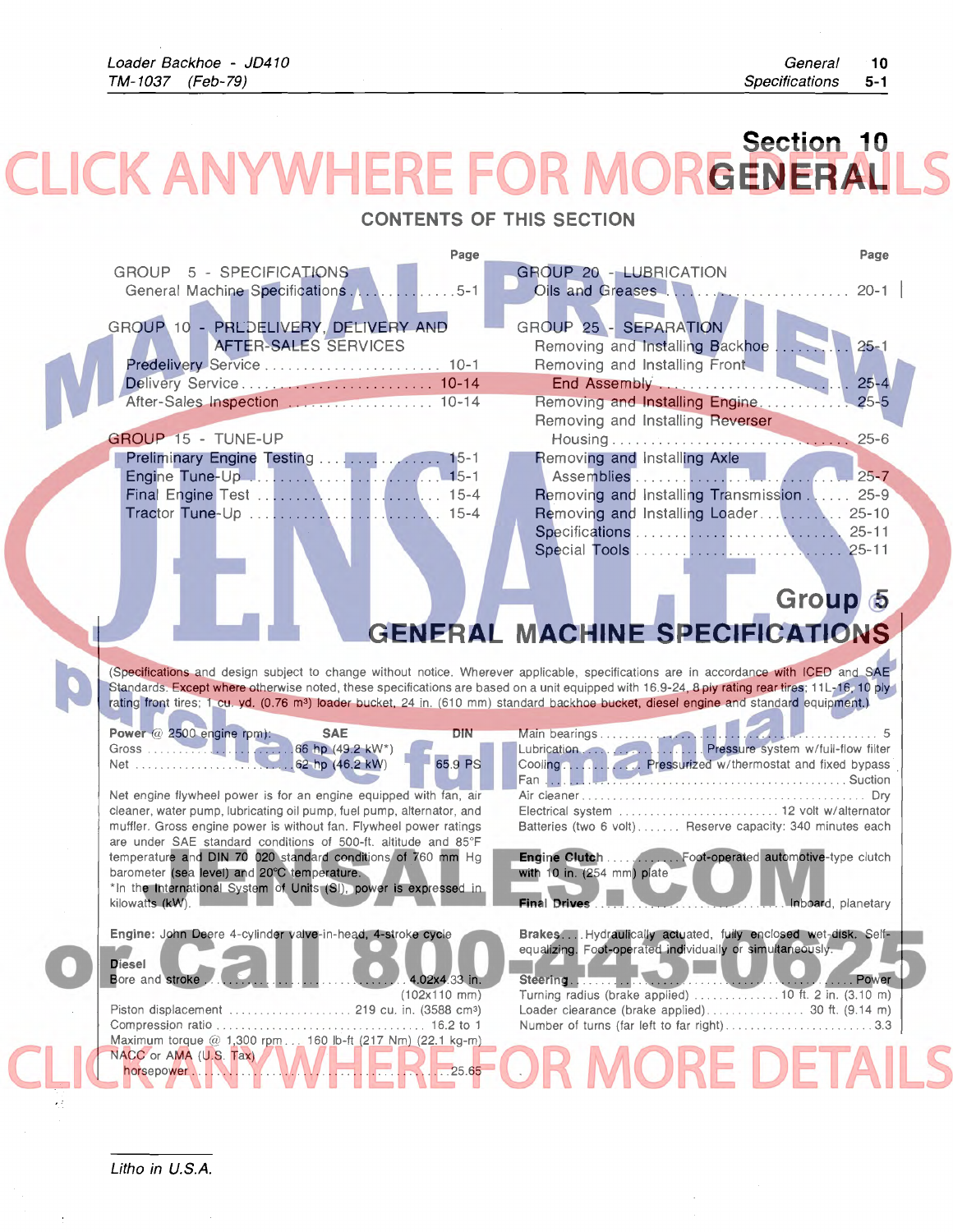# Section 10
# GENERAL

## CONTENTS OF THIS SECTION

| | Page |
|---|---|
| **GROUP 5 - SPECIFICATIONS** | |
| General Machine Specifications | 5-1 |
| **GROUP 10 - PREDELIVERY, DELIVERY AND AFTER-SALES SERVICES** | |
| Predelivery Service | 10-1 |
| Delivery Service | 10-14 |
| After-Sales Inspection | 10-14 |
| **GROUP 15 - TUNE-UP** | |
| Preliminary Engine Testing | 15-1 |
| Engine Tune-Up | 15-1 |
| Final Engine Test | 15-4 |
| Tractor Tune-Up | 15-4 |
| **GROUP 20 - LUBRICATION** | |
| Oils and Greases | 20-1 |
| **GROUP 25 - SEPARATION** | |
| Removing and Installing Backhoe | 25-1 |
| Removing and Installing Front End Assembly | 25-4 |
| Removing and Installing Engine | 25-5 |
| Removing and Installing Reverser Housing | 25-6 |
| Removing and Installing Axle Assemblies | 25-7 |
| Removing and Installing Transmission | 25-9 |
| Removing and Installing Loader | 25-10 |
| Specifications | 25-11 |
| Special Tools | 25-11 |

## Group 5
## GENERAL MACHINE SPECIFICATIONS

(Specifications and design subject to change without notice. Wherever applicable, specifications are in accordance with ICED and SAE Standards. Except where otherwise noted, these specifications are based on a unit equipped with 16.9-24, 8 ply rating rear tires; 11L-16, 10 ply rating front tires; 1 cu. yd. (0.76 m³) loader bucket, 24 in. (610 mm) standard backhoe bucket, diesel engine and standard equipment.)

**Power** @ 2500 engine rpm):

| | SAE | DIN |
|---|---|---|
| Gross | 66 hp (49.2 kW*) | |
| Net | 62 hp (46.2 kW) | 65.9 PS |

Net engine flywheel power is for an engine equipped with fan, air cleaner, water pump, lubricating oil pump, fuel pump, alternator, and muffler. Gross engine power is without fan. Flywheel power ratings are under SAE standard conditions of 500-ft. altitude and 85°F temperature and DIN 70 020 standard conditions of 760 mm Hg barometer (sea level) and 20°C temperature.

*In the International System of Units (SI), power is expressed in kilowatts (kW).

**Engine:** John Deere 4-cylinder valve-in-head, 4-stroke cycle

**Diesel**

Bore and stroke .......... 4.02x4.33 in. (102x110 mm)
Piston displacement .......... 219 cu. in. (3588 cm³)
Compression ratio .......... 16.2 to 1
Maximum torque @ 1,300 rpm ... 160 lb-ft (217 Nm) (22.1 kg-m)
NACC or AMA (U.S. Tax) horsepower .......... 25.65

Main bearings .......... 5
Lubrication .......... Pressure system w/full-flow filter
Cooling .......... Pressurized w/thermostat and fixed bypass
Fan .......... Suction
Air cleaner .......... Dry
Electrical system .......... 12 volt w/alternator
Batteries (two 6 volt) .......... Reserve capacity: 340 minutes each

**Engine Clutch** .......... Foot-operated automotive-type clutch with 10 in. (254 mm) plate

**Final Drives** .......... Inboard, planetary

**Brakes** ... Hydraulically actuated, fully enclosed wet-disk. Self-equalizing. Foot-operated individually or simultaneously.

**Steering** .......... Power
Turning radius (brake applied) .......... 10 ft. 2 in. (3.10 m)
Loader clearance (brake applied) .......... 30 ft. (9.14 m)
Number of turns (far left to far right) .......... 3.3

Litho in U.S.A.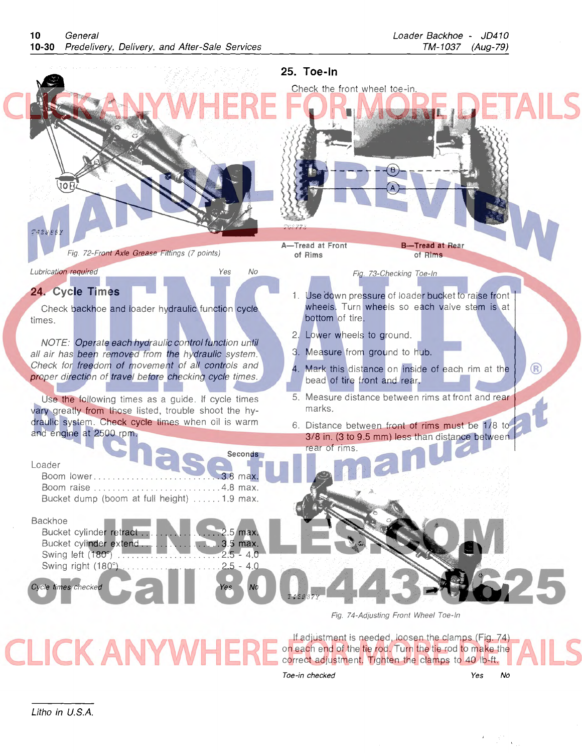Fig. 72-Front Axle Grease Fittings (7 points)

*Lubrication required* Yes No

## 24. Cycle Times

Check backhoe and loader hydraulic function cycle times.

*NOTE: Operate each hydraulic control function until all air has been removed from the hydraulic system. Check for freedom of movement of all controls and proper direction of travel before checking cycle times.*

Use the following times as a guide. If cycle times vary greatly from those listed, trouble shoot the hydraulic system. Check cycle times when oil is warm and engine at 2500 rpm.

| | Seconds |
|---|---|
| **Loader** | |
| Boom lower | 3.8 max. |
| Boom raise | 4.8 max. |
| Bucket dump (boom at full height) | 1.9 max. |
| **Backhoe** | |
| Bucket cylinder retract | 2.5 max. |
| Bucket cylinder extend | 3.5 max. |
| Swing left (180°) | 2.5 - 4.0 |
| Swing right (180°) | 2.5 - 4.0 |

*Cycle times checked* Yes No

## 25. Toe-In

Check the front wheel toe-in.

A—Tread at Front of Rims

B—Tread at Rear of Rims

Fig. 73-Checking Toe-In

1. Use down pressure of loader bucket to raise front wheels. Turn wheels so each valve stem is at bottom of tire.
2. Lower wheels to ground.
3. Measure from ground to hub.
4. Mark this distance on inside of each rim at the bead of tire front and rear.
5. Measure distance between rims at front and rear marks.
6. Distance between front of rims must be 1/8 to 3/8 in. (3 to 9.5 mm) less than distance between rear of rims.

Fig. 74-Adjusting Front Wheel Toe-In

If adjustment is needed, loosen the clamps (Fig. 74) on each end of the tie rod. Turn the tie rod to make the correct adjustment. Tighten the clamps to 40 lb-ft.

*Toe-in checked* Yes No

Litho in U.S.A.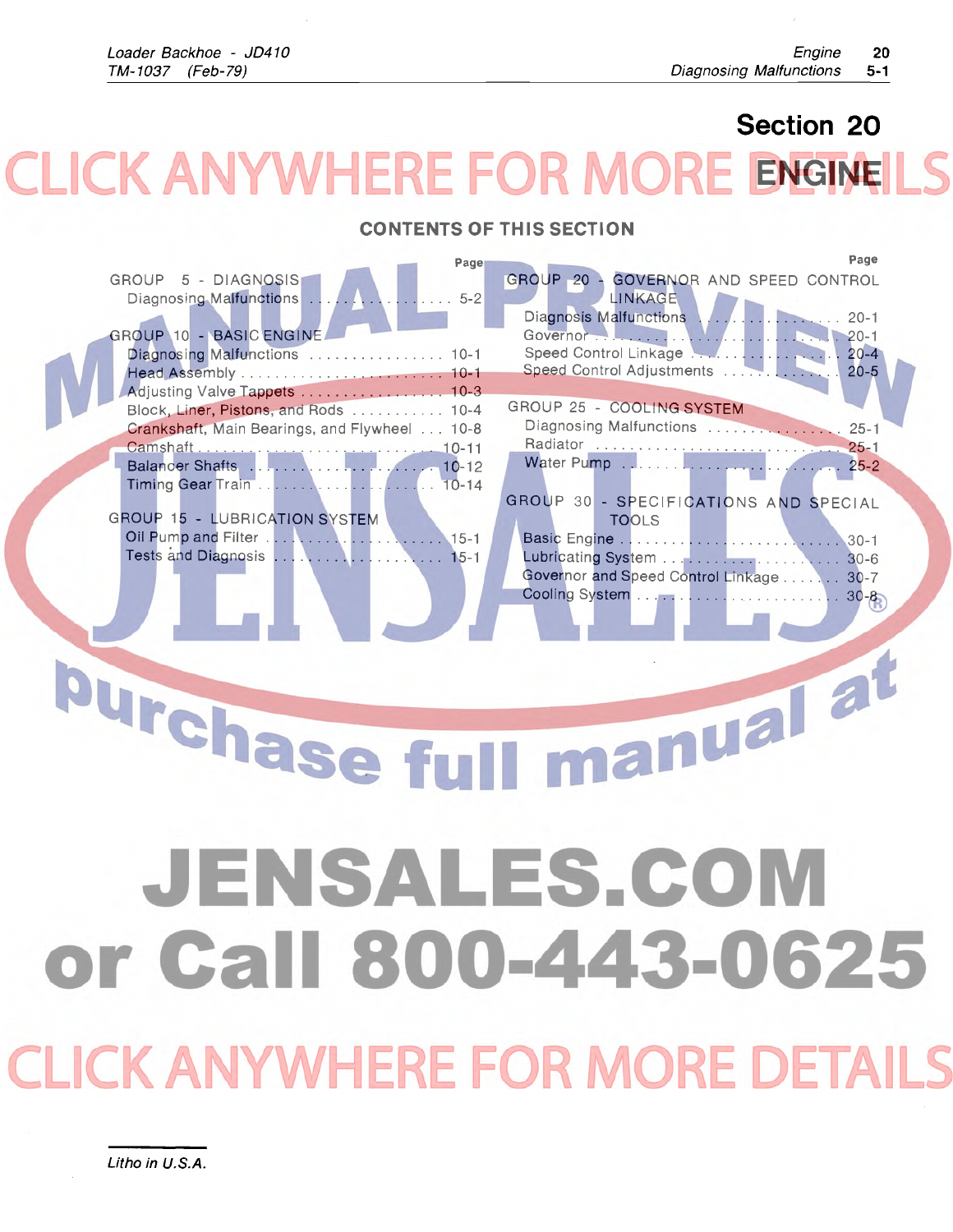# Section 20

# ENGINE

## CONTENTS OF THIS SECTION

| | Page |
|---|---|
| **GROUP 5 - DIAGNOSIS** | |
| Diagnosing Malfunctions | 5-2 |
| **GROUP 10 - BASIC ENGINE** | |
| Diagnosing Malfunctions | 10-1 |
| Head Assembly | 10-1 |
| Adjusting Valve Tappets | 10-3 |
| Block, Liner, Pistons, and Rods | 10-4 |
| Crankshaft, Main Bearings, and Flywheel | 10-8 |
| Camshaft | 10-11 |
| Balancer Shafts | 10-12 |
| Timing Gear Train | 10-14 |
| **GROUP 15 - LUBRICATION SYSTEM** | |
| Oil Pump and Filter | 15-1 |
| Tests and Diagnosis | 15-1 |
| **GROUP 20 - GOVERNOR AND SPEED CONTROL LINKAGE** | |
| Diagnosis Malfunctions | 20-1 |
| Governor | 20-1 |
| Speed Control Linkage | 20-4 |
| Speed Control Adjustments | 20-5 |
| **GROUP 25 - COOLING SYSTEM** | |
| Diagnosing Malfunctions | 25-1 |
| Radiator | 25-1 |
| Water Pump | 25-2 |
| **GROUP 30 - SPECIFICATIONS AND SPECIAL TOOLS** | |
| Basic Engine | 30-1 |
| Lubricating System | 30-6 |
| Governor and Speed Control Linkage | 30-7 |
| Cooling System | 30-8 |

Litho in U.S.A.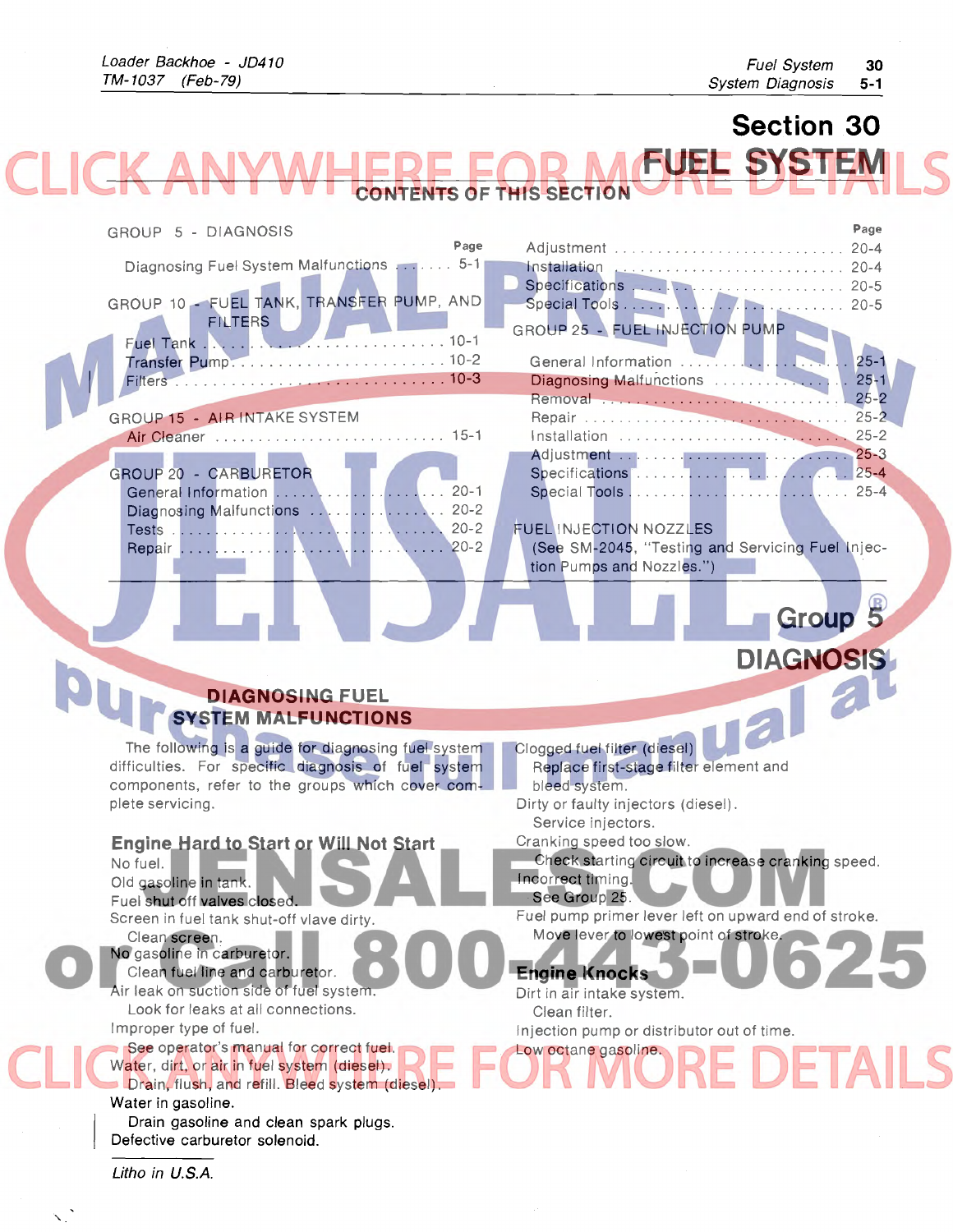# Section 30

# FUEL SYSTEM

## CONTENTS OF THIS SECTION

| | Page |
|---|---|
| **GROUP 5 - DIAGNOSIS** | |
| Diagnosing Fuel System Malfunctions | 5-1 |
| **GROUP 10 - FUEL TANK, TRANSFER PUMP, AND FILTERS** | |
| Fuel Tank | 10-1 |
| Transfer Pump | 10-2 |
| Filters | 10-3 |
| **GROUP 15 - AIR INTAKE SYSTEM** | |
| Air Cleaner | 15-1 |
| **GROUP 20 - CARBURETOR** | |
| General Information | 20-1 |
| Diagnosing Malfunctions | 20-2 |
| Tests | 20-2 |
| Repair | 20-2 |
| Adjustment | 20-4 |
| Installation | 20-4 |
| Specifications | 20-5 |
| Special Tools | 20-5 |
| **GROUP 25 - FUEL INJECTION PUMP** | |
| General Information | 25-1 |
| Diagnosing Malfunctions | 25-1 |
| Removal | 25-2 |
| Repair | 25-2 |
| Installation | 25-2 |
| Adjustment | 25-3 |
| Specifications | 25-4 |
| Special Tools | 25-4 |
| **FUEL INJECTION NOZZLES** | |
| (See SM-2045, "Testing and Servicing Fuel Injection Pumps and Nozzles.") | |

## Group 5

## DIAGNOSIS

### DIAGNOSING FUEL SYSTEM MALFUNCTIONS

The following is a guide for diagnosing fuel system difficulties. For specific diagnosis of fuel system components, refer to the groups which cover complete servicing.

#### Engine Hard to Start or Will Not Start

No fuel.
Old gasoline in tank.
Fuel shut off valves closed.
Screen in fuel tank shut-off vlave dirty.
  Clean screen.
No gasoline in carburetor.
  Clean fuel line and carburetor.
Air leak on suction side of fuel system.
  Look for leaks at all connections.
Improper type of fuel.
  See operator's manual for correct fuel.
Water, dirt, or air in fuel system (diesel).
  Drain, flush, and refill. Bleed system (diesel).
Water in gasoline.
  Drain gasoline and clean spark plugs.
Defective carburetor solenoid.
Clogged fuel filter (diesel)
  Replace first-stage filter element and bleed system.
Dirty or faulty injectors (diesel).
  Service injectors.
Cranking speed too slow.
  Check starting circuit to increase cranking speed.
Incorrect timing.
  See Group 25.
Fuel pump primer lever left on upward end of stroke.
  Move lever to lowest point of stroke.

#### Engine Knocks

Dirt in air intake system.
  Clean filter.
Injection pump or distributor out of time.
Low octane gasoline.

*Litho in U.S.A.*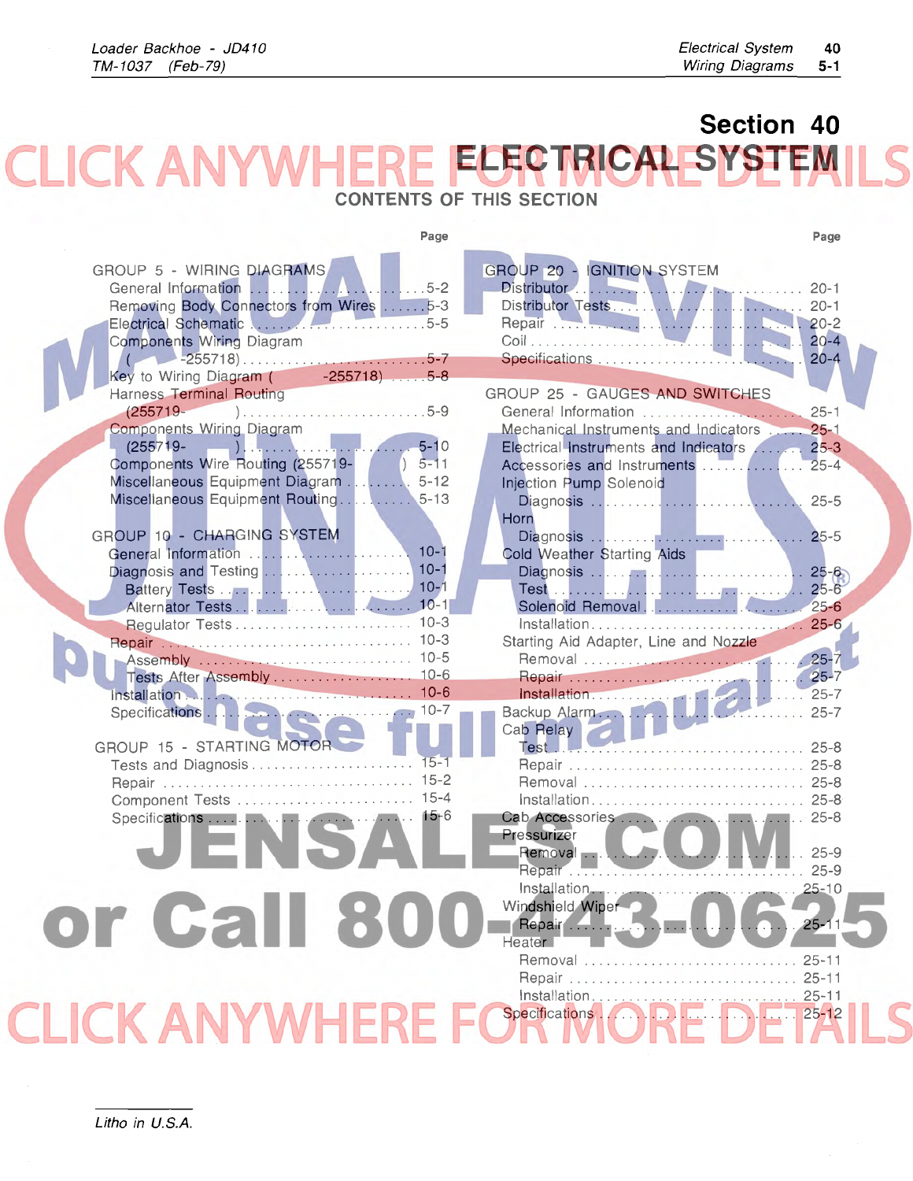# Section 40

# ELECTRICAL SYSTEM

## CONTENTS OF THIS SECTION

| | Page |
|---|---|
| **GROUP 5 - WIRING DIAGRAMS** | |
| General Information | 5-2 |
| Removing Body Connectors from Wires | 5-3 |
| Electrical Schematic | 5-5 |
| Components Wiring Diagram ( -255718) | 5-7 |
| Key to Wiring Diagram ( -255718) | 5-8 |
| Harness Terminal Routing (255719- ) | 5-9 |
| Components Wiring Diagram (255719- ) | 5-10 |
| Components Wire Routing (255719- ) | 5-11 |
| Miscellaneous Equipment Diagram | 5-12 |
| Miscellaneous Equipment Routing | 5-13 |
| **GROUP 10 - CHARGING SYSTEM** | |
| General Information | 10-1 |
| Diagnosis and Testing | 10-1 |
| Battery Tests | 10-1 |
| Alternator Tests | 10-1 |
| Regulator Tests | 10-3 |
| Repair | 10-3 |
| Assembly | 10-5 |
| Tests After Assembly | 10-6 |
| Installation | 10-6 |
| Specifications | 10-7 |
| **GROUP 15 - STARTING MOTOR** | |
| Tests and Diagnosis | 15-1 |
| Repair | 15-2 |
| Component Tests | 15-4 |
| Specifications | 15-6 |

| | Page |
|---|---|
| **GROUP 20 - IGNITION SYSTEM** | |
| Distributor | 20-1 |
| Distributor Tests | 20-1 |
| Repair | 20-2 |
| Coil | 20-4 |
| Specifications | 20-4 |
| **GROUP 25 - GAUGES AND SWITCHES** | |
| General Information | 25-1 |
| Mechanical Instruments and Indicators | 25-1 |
| Electrical Instruments and Indicators | 25-3 |
| Accessories and Instruments | 25-4 |
| Injection Pump Solenoid | |
| Diagnosis | 25-5 |
| Horn | |
| Diagnosis | 25-5 |
| Cold Weather Starting Aids | |
| Diagnosis | 25-6 |
| Test | 25-6 |
| Solenoid Removal | 25-6 |
| Installation | 25-6 |
| Starting Aid Adapter, Line and Nozzle | |
| Removal | 25-7 |
| Repair | 25-7 |
| Installation | 25-7 |
| Backup Alarm | 25-7 |
| Cab Relay | |
| Test | 25-8 |
| Repair | 25-8 |
| Removal | 25-8 |
| Installation | 25-8 |
| Cab Accessories | 25-8 |
| Pressurizer | |
| Removal | 25-9 |
| Repair | 25-9 |
| Installation | 25-10 |
| Windshield Wiper | |
| Repair | 25-11 |
| Heater | |
| Removal | 25-11 |
| Repair | 25-11 |
| Installation | 25-11 |
| Specifications | 25-12 |

*Litho in U.S.A.*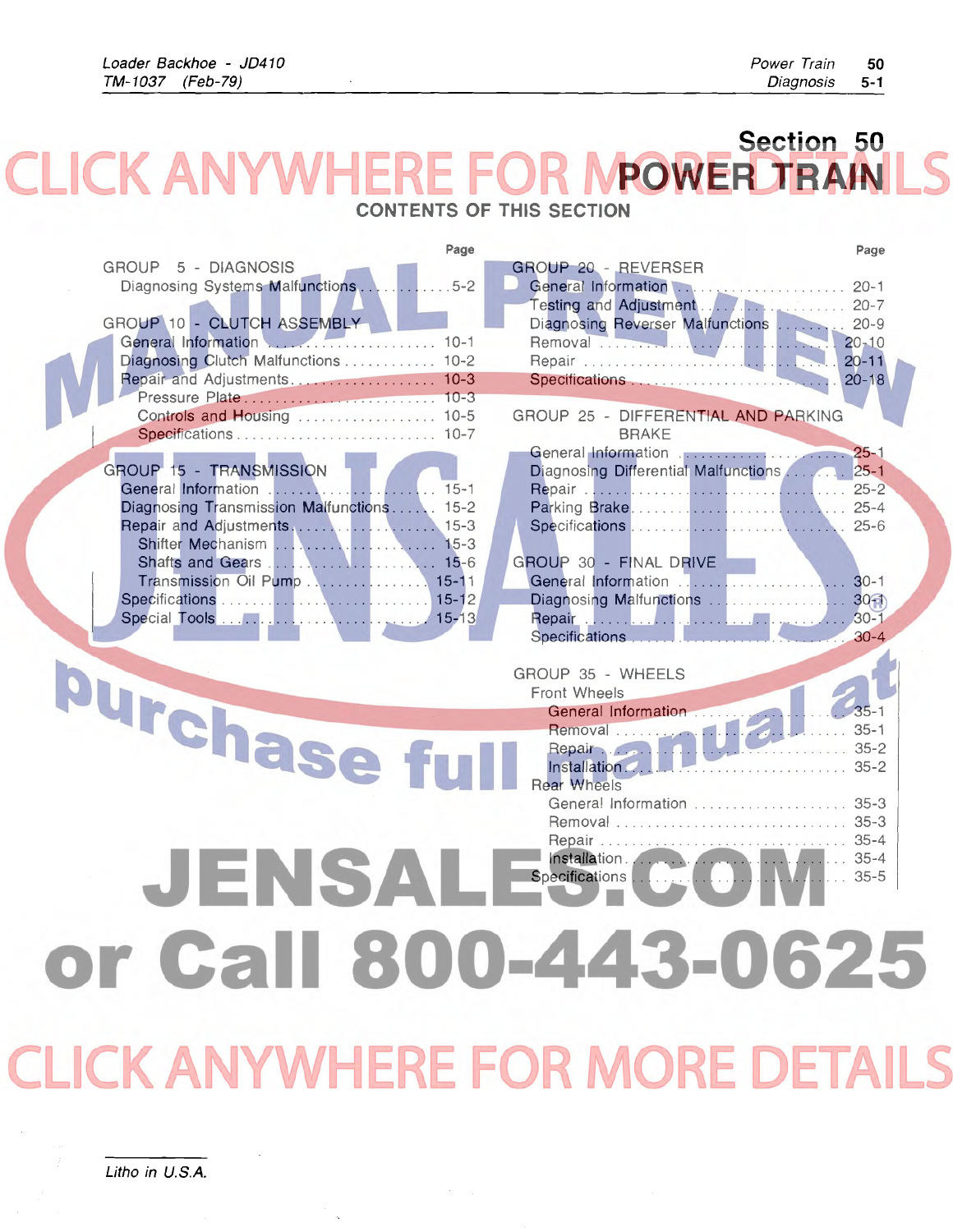# Section 50
# POWER TRAIN

## CONTENTS OF THIS SECTION

| | Page |
|---|---|
| GROUP 5 - DIAGNOSIS | |
| Diagnosing Systems Malfunctions | 5-2 |
| GROUP 10 - CLUTCH ASSEMBLY | |
| General Information | 10-1 |
| Diagnosing Clutch Malfunctions | 10-2 |
| Repair and Adjustments | 10-3 |
| Pressure Plate | 10-3 |
| Controls and Housing | 10-5 |
| Specifications | 10-7 |
| GROUP 15 - TRANSMISSION | |
| General Information | 15-1 |
| Diagnosing Transmission Malfunctions | 15-2 |
| Repair and Adjustments | 15-3 |
| Shifter Mechanism | 15-3 |
| Shafts and Gears | 15-6 |
| Transmission Oil Pump | 15-11 |
| Specifications | 15-12 |
| Special Tools | 15-13 |
| GROUP 20 - REVERSER | |
| General Information | 20-1 |
| Testing and Adjustment | 20-7 |
| Diagnosing Reverser Malfunctions | 20-9 |
| Removal | 20-10 |
| Repair | 20-11 |
| Specifications | 20-18 |
| GROUP 25 - DIFFERENTIAL AND PARKING BRAKE | |
| General Information | 25-1 |
| Diagnosing Differential Malfunctions | 25-1 |
| Repair | 25-2 |
| Parking Brake | 25-4 |
| Specifications | 25-6 |
| GROUP 30 - FINAL DRIVE | |
| General Information | 30-1 |
| Diagnosing Malfunctions | 30-1 |
| Repair | 30-1 |
| Specifications | 30-4 |
| GROUP 35 - WHEELS | |
| Front Wheels | |
| General Information | 35-1 |
| Removal | 35-1 |
| Repair | 35-2 |
| Installation | 35-2 |
| Rear Wheels | |
| General Information | 35-3 |
| Removal | 35-3 |
| Repair | 35-4 |
| Installation | 35-4 |
| Specifications | 35-5 |

Litho in U.S.A.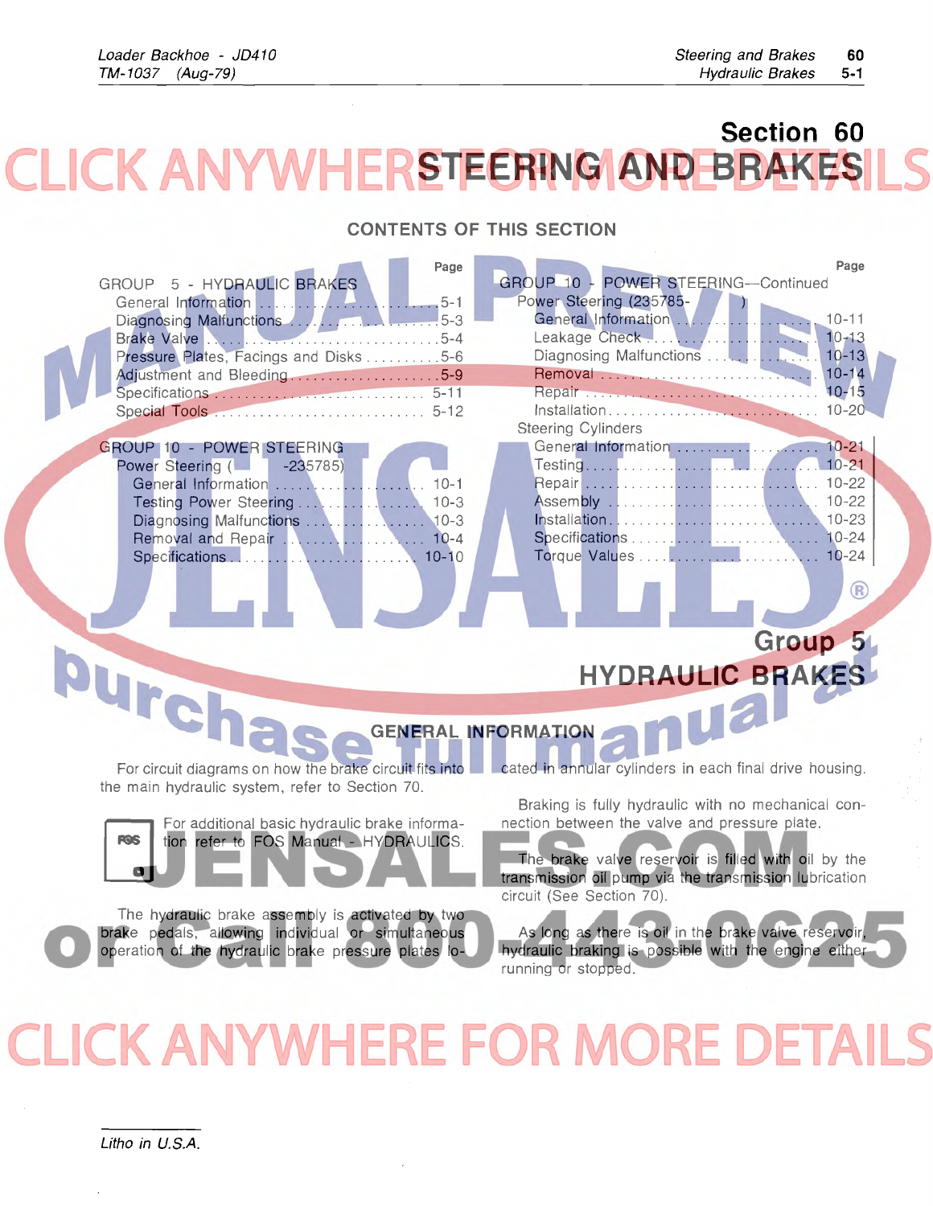# Section 60
# STEERING AND BRAKES

## CONTENTS OF THIS SECTION

| | Page |
|---|---|
| **GROUP 5 - HYDRAULIC BRAKES** | |
| General Information | 5-1 |
| Diagnosing Malfunctions | 5-3 |
| Brake Valve | 5-4 |
| Pressure Plates, Facings and Disks | 5-6 |
| Adjustment and Bleeding | 5-9 |
| Specifications | 5-11 |
| Special Tools | 5-12 |
| **GROUP 10 - POWER STEERING** | |
| Power Steering ( -235785) | |
| General Information | 10-1 |
| Testing Power Steering | 10-3 |
| Diagnosing Malfunctions | 10-3 |
| Removal and Repair | 10-4 |
| Specifications | 10-10 |
| **GROUP 10 - POWER STEERING—Continued** | |
| Power Steering (235785- ) | |
| General Information | 10-11 |
| Leakage Check | 10-13 |
| Diagnosing Malfunctions | 10-13 |
| Removal | 10-14 |
| Repair | 10-15 |
| Installation | 10-20 |
| Steering Cylinders | |
| General Information | 10-21 |
| Testing | 10-21 |
| Repair | 10-22 |
| Assembly | 10-22 |
| Installation | 10-23 |
| Specifications | 10-24 |
| Torque Values | 10-24 |

## Group 5
## HYDRAULIC BRAKES

### GENERAL INFORMATION

For circuit diagrams on how the brake circuit fits into the main hydraulic system, refer to Section 70.

FOS For additional basic hydraulic brake information refer to FOS Manual - HYDRAULICS.

The hydraulic brake assembly is activated by two brake pedals, allowing individual or simultaneous operation of the hydraulic brake pressure plates located in annular cylinders in each final drive housing.

Braking is fully hydraulic with no mechanical connection between the valve and pressure plate.

The brake valve reservoir is filled with oil by the transmission oil pump via the transmission lubrication circuit (See Section 70).

As long as there is oil in the brake valve reservoir, hydraulic braking is possible with the engine either running or stopped.

Litho in U.S.A.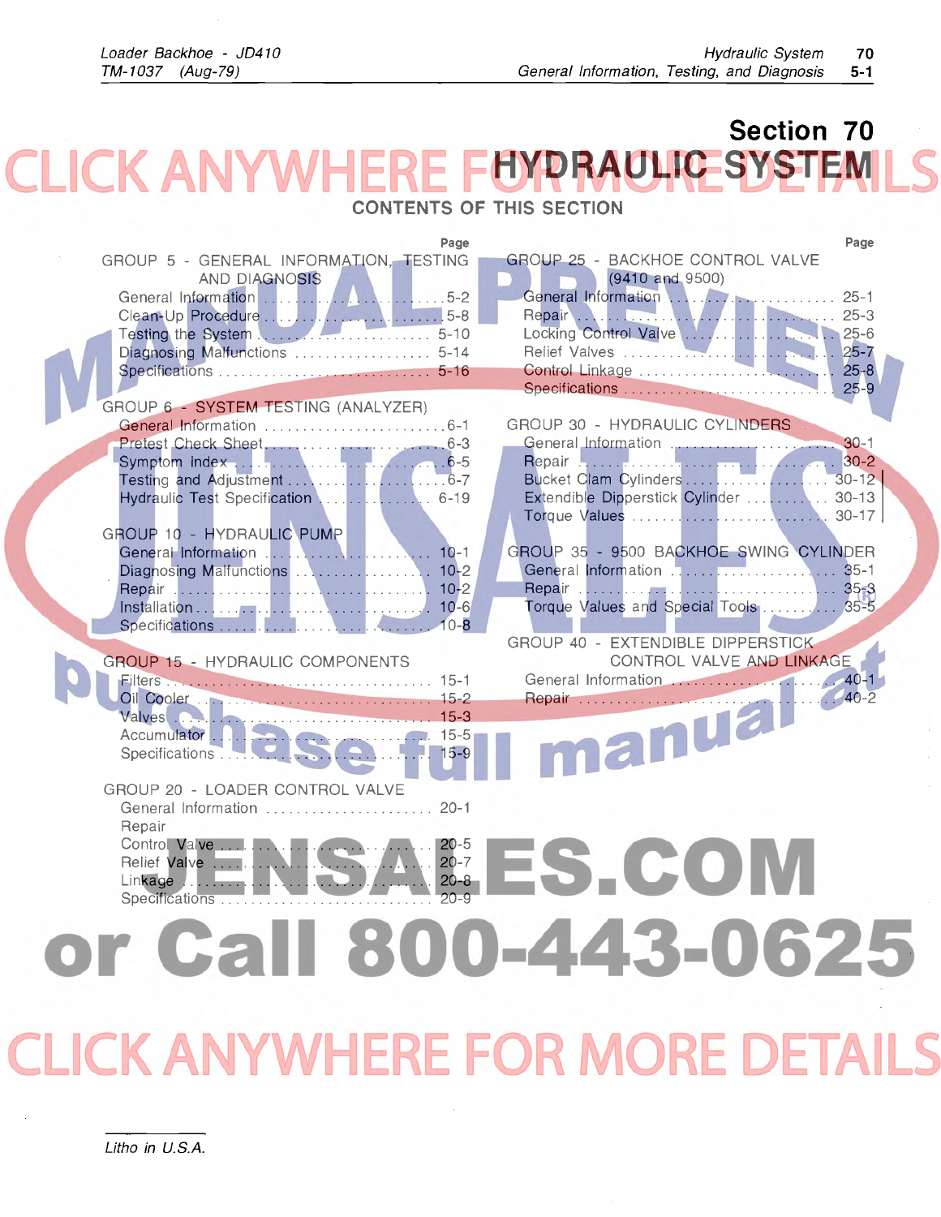# Section 70
# HYDRAULIC SYSTEM

## CONTENTS OF THIS SECTION

| | Page |
|---|---|
| **GROUP 5 - GENERAL INFORMATION, TESTING AND DIAGNOSIS** | |
| General Information | 5-2 |
| Clean-Up Procedure | 5-8 |
| Testing the System | 5-10 |
| Diagnosing Malfunctions | 5-14 |
| Specifications | 5-16 |
| **GROUP 6 - SYSTEM TESTING (ANALYZER)** | |
| General Information | 6-1 |
| Pretest Check Sheet | 6-3 |
| Symptom Index | 6-5 |
| Testing and Adjustment | 6-7 |
| Hydraulic Test Specification | 6-19 |
| **GROUP 10 - HYDRAULIC PUMP** | |
| General Information | 10-1 |
| Diagnosing Malfunctions | 10-2 |
| Repair | 10-2 |
| Installation | 10-6 |
| Specifications | 10-8 |
| **GROUP 15 - HYDRAULIC COMPONENTS** | |
| Filters | 15-1 |
| Oil Cooler | 15-2 |
| Valves | 15-3 |
| Accumulator | 15-5 |
| Specifications | 15-9 |
| **GROUP 20 - LOADER CONTROL VALVE** | |
| General Information | 20-1 |
| Repair | |
| Control Valve | 20-5 |
| Relief Valve | 20-7 |
| Linkage | 20-8 |
| Specifications | 20-9 |
| **GROUP 25 - BACKHOE CONTROL VALVE (9410 and 9500)** | |
| General Information | 25-1 |
| Repair | 25-3 |
| Locking Control Valve | 25-6 |
| Relief Valves | 25-7 |
| Control Linkage | 25-8 |
| Specifications | 25-9 |
| **GROUP 30 - HYDRAULIC CYLINDERS** | |
| General Information | 30-1 |
| Repair | 30-2 |
| Bucket Clam Cylinders | 30-12 |
| Extendible Dipperstick Cylinder | 30-13 |
| Torque Values | 30-17 |
| **GROUP 35 - 9500 BACKHOE SWING CYLINDER** | |
| General Information | 35-1 |
| Repair | 35-3 |
| Torque Values and Special Tools | 35-5 |
| **GROUP 40 - EXTENDIBLE DIPPERSTICK CONTROL VALVE AND LINKAGE** | |
| General Information | 40-1 |
| Repair | 40-2 |

Litho in U.S.A.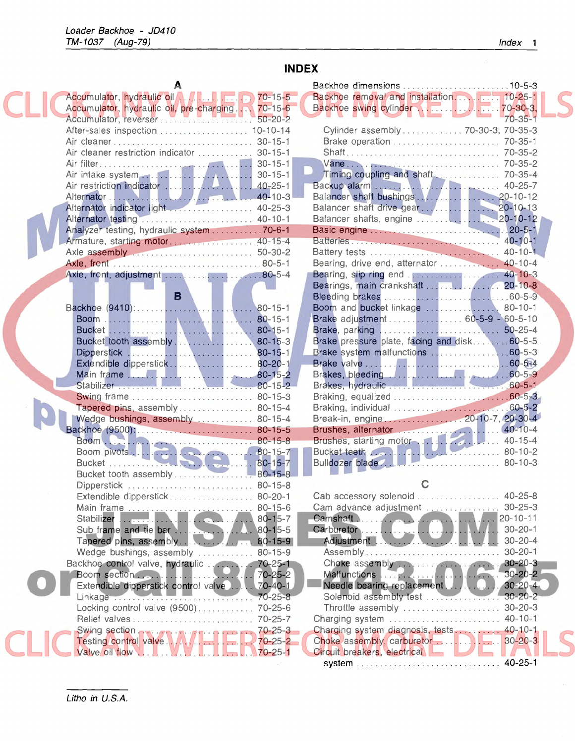# INDEX

## A

Accumulator, hydraulic oil .......... 70-15-5
Accumulator, hydraulic oil, pre-charging .... 70-15-6
Accumulator, reverser .......... 50-20-2
After-sales inspection .......... 10-10-14
Air cleaner .......... 30-15-1
Air cleaner restriction indicator .......... 30-15-1
Air filter .......... 30-15-1
Air intake system .......... 30-15-1
Air restriction indicator .......... 40-25-1
Alternator .......... 40-10-3
Alternator indicator light .......... 40-25-3
Alternator testing .......... 40-10-1
Analyzer testing, hydraulic system .......... 70-6-1
Armature, starting motor .......... 40-15-4
Axle assembly .......... 50-30-2
Axle, front .......... 80-5-1
Axle, front, adjustment .......... 80-5-4

## B

Backhoe (9410): .......... 80-15-1
- Boom .......... 80-15-1
- Bucket .......... 80-15-1
- Bucket tooth assembly .......... 80-15-3
- Dipperstick .......... 80-15-1
- Extendible dipperstick .......... 80-20-1
- Main frame .......... 80-15-2
- Stabilizer .......... 80-15-2
- Swing frame .......... 80-15-3
- Tapered pins, assembly .......... 80-15-4
- Wedge bushings, assembly .......... 80-15-4

Backhoe (9500): .......... 80-15-5
- Boom .......... 80-15-8
- Boom pivots .......... 80-15-7
- Bucket .......... 80-15-7
- Bucket tooth assembly .......... 80-15-8
- Dipperstick .......... 80-15-8
- Extendible dipperstick .......... 80-20-1
- Main frame .......... 80-15-6
- Stabilizer .......... 80-15-7
- Sub frame and tie bar .......... 80-15-5
- Tapered pins, assembly .......... 80-15-9
- Wedge bushings, assembly .......... 80-15-9

Backhoe control valve, hydraulic .......... 70-25-1
- Boom section .......... 70-25-2
- Extendible dipperstick control valve .......... 70-40-1
- Linkage .......... 70-25-8
- Locking control valve (9500) .......... 70-25-6
- Relief valves .......... 70-25-7
- Swing section .......... 70-25-3
- Testing control valve .......... 70-25-2
- Valve oil flow .......... 70-25-1

Backhoe dimensions .......... 10-5-3
Backhoe removal and installation .......... 10-25-1
Backhoe swing cylinder .......... 70-30-3, 70-35-1
- Cylinder assembly .......... 70-30-3, 70-35-3
- Brake operation .......... 70-35-1
- Shaft .......... 70-35-2
- Vane .......... 70-35-2
- Timing coupling and shaft .......... 70-35-4

Backup alarm .......... 40-25-7
Balancer shaft bushings .......... 20-10-12
Balancer shaft drive gear .......... 20-10-13
Balancer shafts, engine .......... 20-10-12
Basic engine .......... 20-5-1
Batteries .......... 40-10-1
Battery tests .......... 40-10-1
Bearing, drive end, alternator .......... 40-10-4
Bearing, slip ring end .......... 40-10-3
Bearings, main crankshaft .......... 20-10-8
Bleeding brakes .......... 60-5-9
Boom and bucket linkage .......... 80-10-1
Brake adjustment .......... 60-5-9 - 60-5-10
Brake, parking .......... 50-25-4
Brake pressure plate, facing and disk .......... 60-5-5
Brake system malfunctions .......... 60-5-3
Brake valve .......... 60-5-4
Brakes, bleeding .......... 60-5-9
Brakes, hydraulic .......... 60-5-1
Braking, equalized .......... 60-5-3
Braking, individual .......... 60-5-2
Break-in, engine .......... 20-10-7, 20-30-4
Brushes, alternator .......... 40-10-4
Brushes, starting motor .......... 40-15-4
Bucket teeth .......... 80-10-2
Bulldozer blade .......... 80-10-3

## C

Cab accessory solenoid .......... 40-25-8
Cam advance adjustment .......... 30-25-3
Camshaft .......... 20-10-11
Carburetor .......... 30-20-1
- Adjustment .......... 30-20-4
- Assembly .......... 30-20-1
- Choke assembly .......... 30-20-3
- Malfunctions .......... 30-20-2
- Needle bearing replacement .......... 30-20-4
- Solenoid assembly test .......... 30-20-2
- Throttle assembly .......... 30-20-3

Charging system .......... 40-10-1
Charging system diagnosis, tests .......... 40-10-1
Choke assembly, carburetor .......... 30-20-3
Circuit breakers, electrical system .......... 40-25-1

Litho in U.S.A.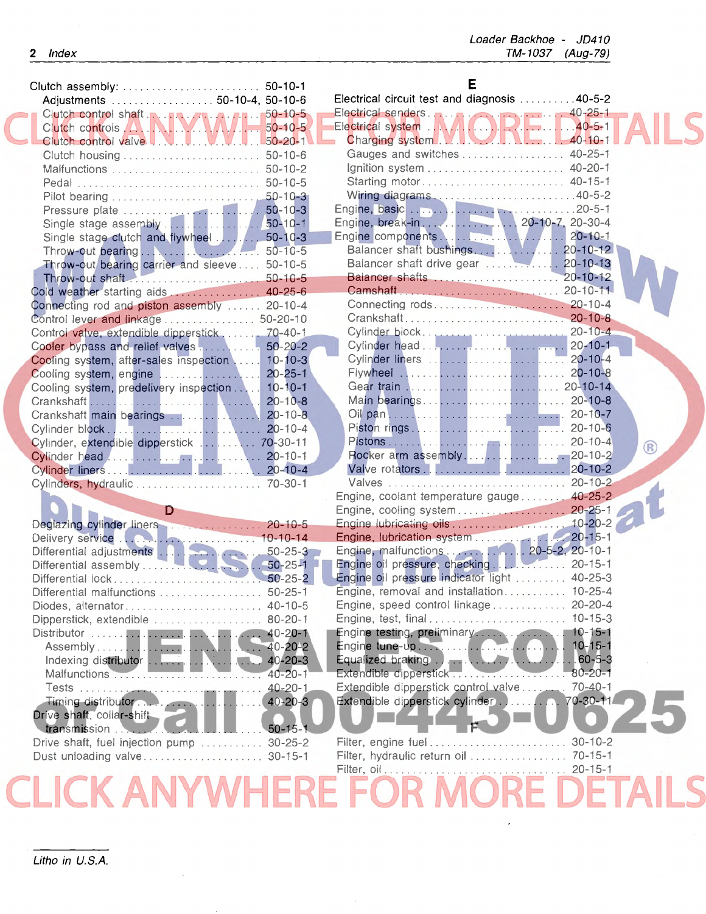Clutch assembly: ........................ 50-10-1
- Adjustments .................. 50-10-4, 50-10-6
- Clutch control shaft .................. 50-10-5
- Clutch controls ........................ 50-10-5
- Clutch control valve .................. 50-20-1
- Clutch housing ......................... 50-10-6
- Malfunctions ........................... 50-10-2
- Pedal .................................. 50-10-5
- Pilot bearing .......................... 50-10-3
- Pressure plate ......................... 50-10-3
- Single stage assembly .................. 50-10-1
- Single stage clutch and flywheel ........ 50-10-3
- Throw-out bearing ...................... 50-10-5
- Throw-out bearing carrier and sleeve .... 50-10-5
- Throw-out shaft ........................ 50-10-5

Cold weather starting aids ................ 40-25-6
Connecting rod and piston assembly ......... 20-10-4
Control lever and linkage .................. 50-20-10
Control valve, extendible dipperstick ...... 70-40-1
Cooler bypass and relief valves ............ 50-20-2
Cooling system, after-sales inspection ..... 10-10-3
Cooling system, engine ..................... 20-25-1
Cooling system, predelivery inspection ..... 10-10-1
Crankshaft ................................. 20-10-8
Crankshaft main bearings ................... 20-10-8
Cylinder block ............................. 20-10-4
Cylinder, extendible dipperstick ........... 70-30-11
Cylinder head .............................. 20-10-1
Cylinder liners ............................ 20-10-4
Cylinders, hydraulic ....................... 70-30-1

## D

Deglazing cylinder liners .................. 20-10-5
Delivery service ........................... 10-10-14
Differential adjustments ................... 50-25-3
Differential assembly ...................... 50-25-1
Differential lock .......................... 50-25-2
Differential malfunctions .................. 50-25-1
Diodes, alternator ......................... 40-10-5
Dipperstick, extendible .................... 80-20-1
Distributor ................................ 40-20-1
- Assembly ............................... 40-20-2
- Indexing distributor ................... 40-20-3
- Malfunctions ........................... 40-20-1
- Tests .................................. 40-20-1
- Timing distributor ..................... 40-20-3

Drive shaft, collar-shift transmission ..... 50-15-1
Drive shaft, fuel injection pump ........... 30-25-2
Dust unloading valve ....................... 30-15-1

## E

Electrical circuit test and diagnosis ...... 40-5-2
Electrical senders ......................... 40-25-1
Electrical system ........................... 40-5-1
- Charging system ........................ 40-10-1
- Gauges and switches .................... 40-25-1
- Ignition system ........................ 40-20-1
- Starting motor ......................... 40-15-1
- Wiring diagrams ........................ 40-5-2

Engine, basic .............................. 20-5-1
Engine, break-in ................... 20-10-7, 20-30-4
Engine components .......................... 20-10-1
- Balancer shaft bushings ................ 20-10-12
- Balancer shaft drive gear .............. 20-10-13
- Balancer shafts ........................ 20-10-12
- Camshaft ............................... 20-10-11
- Connecting rods ........................ 20-10-4
- Crankshaft ............................. 20-10-8
- Cylinder block ......................... 20-10-4
- Cylinder head .......................... 20-10-1
- Cylinder liners ........................ 20-10-4
- Flywheel ............................... 20-10-8
- Gear train ............................. 20-10-14
- Main bearings .......................... 20-10-8
- Oil pan ................................ 20-10-7
- Piston rings ........................... 20-10-6
- Pistons ................................ 20-10-4
- Rocker arm assembly .................... 20-10-2
- Valve rotators ......................... 20-10-2
- Valves ................................. 20-10-2

Engine, coolant temperature gauge .......... 40-25-2
Engine, cooling system ..................... 20-25-1
Engine lubricating oils ..................... 10-20-2
Engine, lubrication system ................. 20-15-1
Engine, malfunctions ............... 20-5-2, 20-10-1
Engine oil pressure, checking .............. 20-15-1
Engine oil pressure indicator light ........ 40-25-3
Engine, removal and installation ........... 10-25-4
Engine, speed control linkage .............. 20-20-4
Engine, test, final ......................... 10-15-3
Engine testing, preliminary ................ 10-15-1
Engine tune-up ............................. 10-15-1
Equalized braking .......................... 60-5-3
Extendible dipperstick ..................... 80-20-1
Extendible dipperstick control valve ....... 70-40-1
Extendible dipperstick cylinder ............ 70-30-11

## F

Filter, engine fuel ......................... 30-10-2
Filter, hydraulic return oil ................ 70-15-1
Filter, oil ................................. 20-15-1

Litho in U.S.A.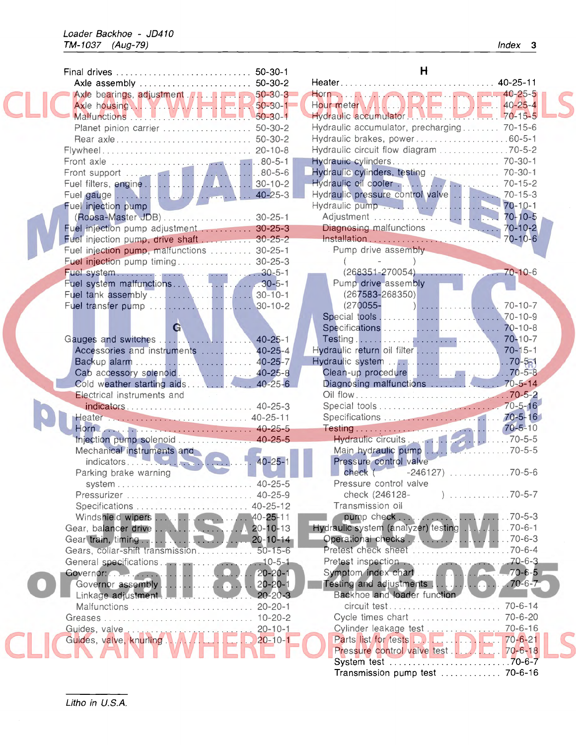Final drives ............................ 50-30-1
- Axle assembly ........................ 50-30-2
- Axle bearings, adjustment ............ 50-30-3
- Axle housing ......................... 50-30-1
- Malfunctions ......................... 50-30-1
- Planet pinion carrier ................ 50-30-2
- Rear axle ............................ 50-30-2

Flywheel ................................ 20-10-8
Front axle .............................. 80-5-1
Front support ........................... 80-5-6
Fuel filters, engine .................... 30-10-2
Fuel gauge .............................. 40-25-3
Fuel injection pump
- (Roosa-Master JDB) .................... 30-25-1

Fuel injection pump adjustment .......... 30-25-3
Fuel injection pump, drive shaft ........ 30-25-2
Fuel injection pump, malfunctions ....... 30-25-1
Fuel injection pump timing .............. 30-25-3
Fuel system ............................. 30-5-1
Fuel system malfunctions ................ 30-5-1
Fuel tank assembly ...................... 30-10-1
Fuel transfer pump ...................... 30-10-2

## G

Gauges and switches ..................... 40-25-1
- Accessories and instruments .......... 40-25-4
- Backup alarm ......................... 40-25-7
- Cab accessory solenoid ............... 40-25-8
- Cold weather starting aids ........... 40-25-6
- Electrical instruments and indicators ......... 40-25-3
- Heater ............................... 40-25-11
- Horn ................................. 40-25-5
- Injection pump solenoid .............. 40-25-5
- Mechanical instruments and indicators ......... 40-25-1
- Parking brake warning system ......... 40-25-5
- Pressurizer .......................... 40-25-9
- Specifications ....................... 40-25-12
- Windshield wipers .................... 40-25-11

Gear, balancer drive .................... 20-10-13
Gear train, timing ...................... 20-10-14
Gears, collar-shift transmission ........ 50-15-6
General specifications ................... 10-5-1
Governor ................................ 20-20-1
- Governor assembly .................... 20-20-1
- Linkage adjustment ................... 20-20-3
- Malfunctions ......................... 20-20-1

Greases ................................. 10-20-2
Guides, valve ........................... 20-10-1
Guides, valve, knurling ................. 20-10-1

## H

Heater .................................. 40-25-11
Horn .................................... 40-25-5
Hour meter .............................. 40-25-4
Hydraulic accumulator ................... 70-15-5
Hydraulic accumulator, precharging ...... 70-15-6
Hydraulic brakes, power ................. 60-5-1
Hydraulic circuit flow diagram .......... 70-5-2
Hydraulic cylinders ..................... 70-30-1
Hydraulic cylinders, testing ............ 70-30-1
Hydraulic oil cooler .................... 70-15-2
Hydraulic pressure control valve ........ 70-15-3
Hydraulic pump .......................... 70-10-1
- Adjustment ........................... 70-10-5
- Diagnosing malfunctions .............. 70-10-2
- Installation ......................... 70-10-6
  - Pump drive assembly ( - ) (268351-270054) ......... 70-10-6
  - Pump drive assembly (267583-268350) (270055- ) ......... 70-10-7
- Special tools ........................ 70-10-9
- Specifications ....................... 70-10-8
- Testing .............................. 70-10-7

Hydraulic return oil filter ............. 70-15-1
Hydraulic system ........................ 70-5-1
- Clean-up procedure ................... 70-5-8
- Diagnosing malfunctions .............. 70-5-14
- Oil flow ............................. 70-5-2
- Special tools ........................ 70-5-16
- Specifications ....................... 70-5-16
- Testing .............................. 70-5-10
  - Hydraulic circuits ................. 70-5-5
  - Main hydraulic pump ................ 70-5-5
  - Pressure control valve check ( -246127) ......... 70-5-6
  - Pressure control valve check (246128- ) ......... 70-5-7
  - Transmission oil pump check ........ 70-5-3

Hydraulic system (analyzer) testing ..... 70-6-1
- Operational checks ................... 70-6-3
- Pretest check sheet .................. 70-6-4
- Pretest inspection ................... 70-6-3
- Symptom index chart .................. 70-6-5
- Testing and adjustments .............. 70-6-7
  - Backhoe and loader function circuit test ......... 70-6-14
  - Cycle times chart .................. 70-6-20
  - Cylinder leakage test .............. 70-6-16
  - Parts list for tests ............... 70-6-21
  - Pressure control valve test ........ 70-6-18
  - System test ........................ 70-6-7
  - Transmission pump test ............. 70-6-16

*Litho in U.S.A.*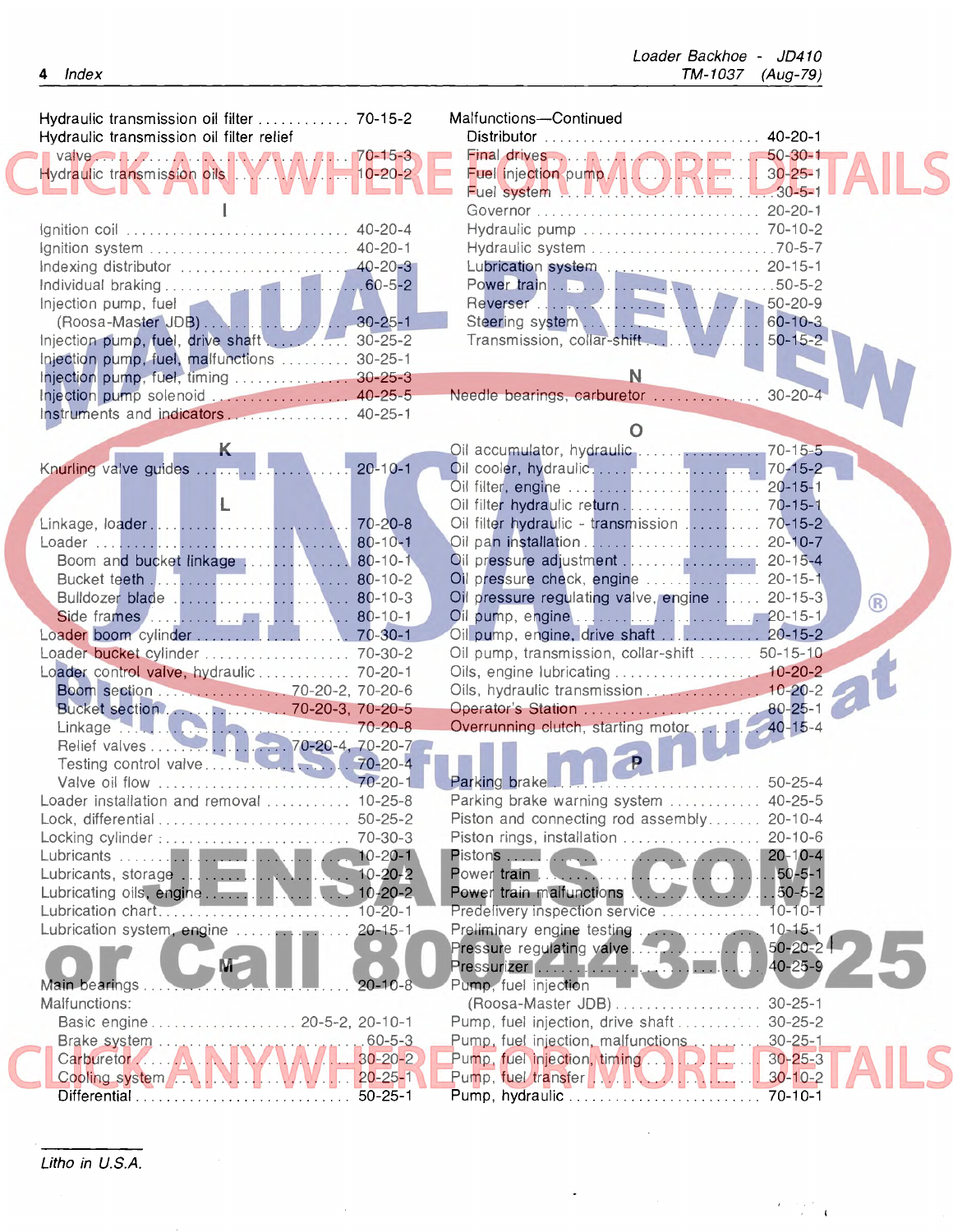Hydraulic transmission oil filter ............ 70-15-2
Hydraulic transmission oil filter relief
  valve ............ 70-15-3
Hydraulic transmission oils ............ 10-20-2

**I**

Ignition coil ............ 40-20-4
Ignition system ............ 40-20-1
Indexing distributor ............ 40-20-3
Individual braking ............ 60-5-2
Injection pump, fuel
  (Roosa-Master JDB) ............ 30-25-1
Injection pump, fuel, drive shaft ............ 30-25-2
Injection pump, fuel, malfunctions ............ 30-25-1
Injection pump, fuel, timing ............ 30-25-3
Injection pump solenoid ............ 40-25-5
Instruments and indicators ............ 40-25-1

**K**

Knurling valve guides ............ 20-10-1

**L**

Linkage, loader ............ 70-20-8
Loader ............ 80-10-1
  Boom and bucket linkage ............ 80-10-1
  Bucket teeth ............ 80-10-2
  Bulldozer blade ............ 80-10-3
  Side frames ............ 80-10-1
Loader boom cylinder ............ 70-30-1
Loader bucket cylinder ............ 70-30-2
Loader control valve, hydraulic ............ 70-20-1
  Boom section ............ 70-20-2, 70-20-6
  Bucket section ............ 70-20-3, 70-20-5
  Linkage ............ 70-20-8
  Relief valves ............ 70-20-4, 70-20-7
  Testing control valve ............ 70-20-4
  Valve oil flow ............ 70-20-1
Loader installation and removal ............ 10-25-8
Lock, differential ............ 50-25-2
Locking cylinder ............ 70-30-3
Lubricants ............ 10-20-1
Lubricants, storage ............ 10-20-2
Lubricating oils, engine ............ 10-20-2
Lubrication chart ............ 10-20-1
Lubrication system, engine ............ 20-15-1

**M**

Main bearings ............ 20-10-8
Malfunctions:
  Basic engine ............ 20-5-2, 20-10-1
  Brake system ............ 60-5-3
  Carburetor ............ 30-20-2
  Cooling system ............ 20-25-1
  Differential ............ 50-25-1

Malfunctions—Continued
  Distributor ............ 40-20-1
  Final drives ............ 50-30-1
  Fuel injection pump ............ 30-25-1
  Fuel system ............ 30-5-1
  Governor ............ 20-20-1
  Hydraulic pump ............ 70-10-2
  Hydraulic system ............ 70-5-7
  Lubrication system ............ 20-15-1
  Power train ............ 50-5-2
  Reverser ............ 50-20-9
  Steering system ............ 60-10-3
  Transmission, collar-shift ............ 50-15-2

**N**

Needle bearings, carburetor ............ 30-20-4

**O**

Oil accumulator, hydraulic ............ 70-15-5
Oil cooler, hydraulic ............ 70-15-2
Oil filter, engine ............ 20-15-1
Oil filter hydraulic return ............ 70-15-1
Oil filter hydraulic - transmission ............ 70-15-2
Oil pan installation ............ 20-10-7
Oil pressure adjustment ............ 20-15-4
Oil pressure check, engine ............ 20-15-1
Oil pressure regulating valve, engine ............ 20-15-3
Oil pump, engine ............ 20-15-1
Oil pump, engine, drive shaft ............ 20-15-2
Oil pump, transmission, collar-shift ............ 50-15-10
Oils, engine lubricating ............ 10-20-2
Oils, hydraulic transmission ............ 10-20-2
Operator's Station ............ 80-25-1
Overrunning clutch, starting motor ............ 40-15-4

**P**

Parking brake ............ 50-25-4
Parking brake warning system ............ 40-25-5
Piston and connecting rod assembly ............ 20-10-4
Piston rings, installation ............ 20-10-6
Pistons ............ 20-10-4
Power train ............ 50-5-1
Power train malfunctions ............ 50-5-2
Predelivery inspection service ............ 10-10-1
Preliminary engine testing ............ 10-15-1
Pressure regulating valve ............ 50-20-2
Pressurizer ............ 40-25-9
Pump, fuel injection
  (Roosa-Master JDB) ............ 30-25-1
Pump, fuel injection, drive shaft ............ 30-25-2
Pump, fuel injection, malfunctions ............ 30-25-1
Pump, fuel injection, timing ............ 30-25-3
Pump, fuel transfer ............ 30-10-2
Pump, hydraulic ............ 70-10-1

Litho in U.S.A.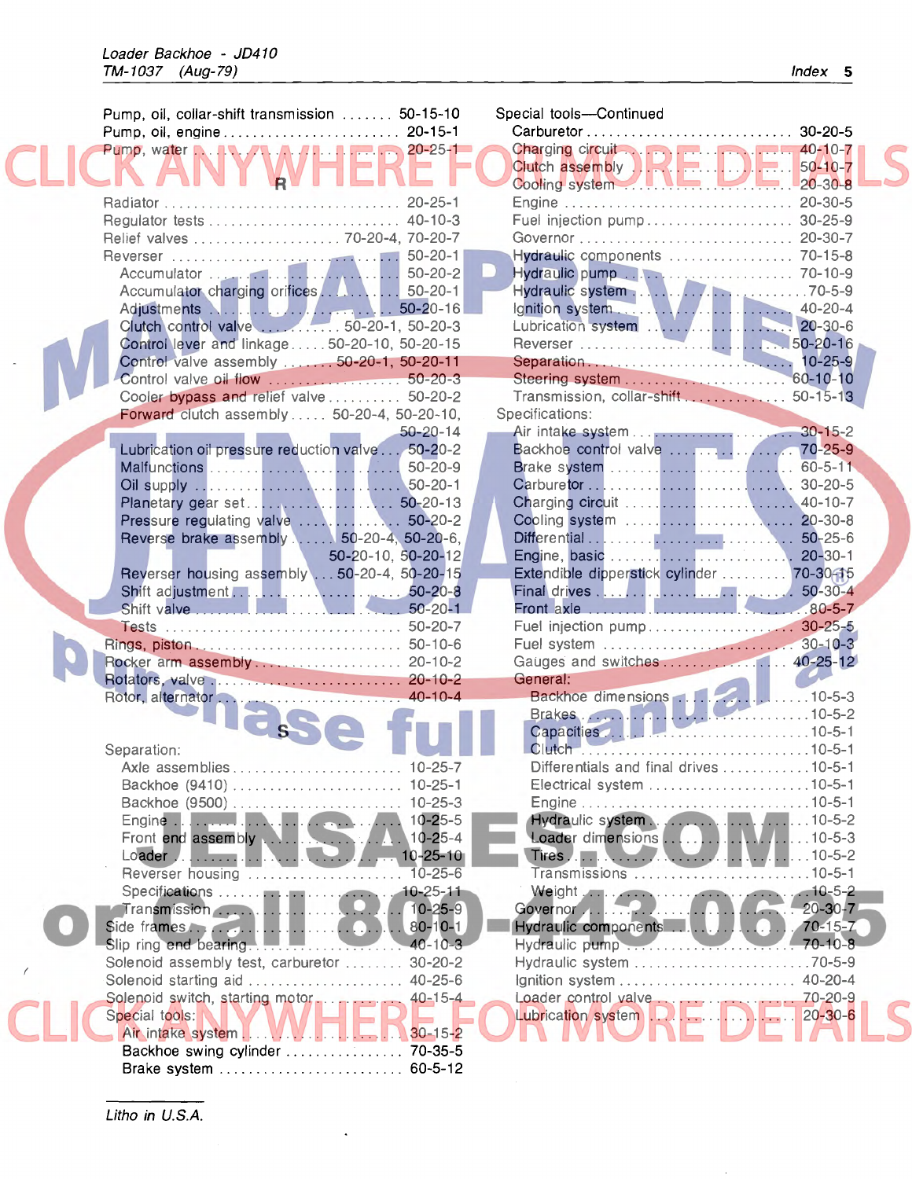Pump, oil, collar-shift transmission ....... 50-15-10
Pump, oil, engine ........................ 20-15-1
Pump, water ............................ 20-25-1

## R

Radiator ................................ 20-25-1
Regulator tests .......................... 40-10-3
Relief valves .................... 70-20-4, 70-20-7
Reverser ............................... 50-20-1
- Accumulator ........................... 50-20-2
- Accumulator charging orifices ............ 50-20-1
- Adjustments ........................... 50-20-16
- Clutch control valve ............... 50-20-1, 50-20-3
- Control lever and linkage ..... 50-20-10, 50-20-15
- Control valve assembly ....... 50-20-1, 50-20-11
- Control valve oil flow ..................... 50-20-3
- Cooler bypass and relief valve ........... 50-20-2
- Forward clutch assembly ..... 50-20-4, 50-20-10, 50-20-14
- Lubrication oil pressure reduction valve ... 50-20-2
- Malfunctions ........................... 50-20-9
- Oil supply ............................. 50-20-1
- Planetary gear set ...................... 50-20-13
- Pressure regulating valve ................ 50-20-2
- Reverse brake assembly ...... 50-20-4, 50-20-6, 50-20-10, 50-20-12
- Reverser housing assembly ... 50-20-4, 50-20-15
- Shift adjustment ........................ 50-20-8
- Shift valve ............................ 50-20-1
- Tests ................................. 50-20-7

Rings, piston ........................... 50-10-6
Rocker arm assembly ..................... 20-10-2
Rotators, valve ......................... 20-10-2
Rotor, alternator ........................ 40-10-4

## S

Separation:
- Axle assemblies ........................ 10-25-7
- Backhoe (9410) ........................ 10-25-1
- Backhoe (9500) ........................ 10-25-3
- Engine ................................ 10-25-5
- Front end assembly ..................... 10-25-4
- Loader ................................ 10-25-10
- Reverser housing ....................... 10-25-6
- Specifications ......................... 10-25-11
- Transmission ........................... 10-25-9

Side frames ............................ 80-10-1
Slip ring end bearing ..................... 40-10-3
Solenoid assembly test, carburetor ........ 30-20-2
Solenoid starting aid ..................... 40-25-6
Solenoid switch, starting motor ............ 40-15-4
Special tools:
- Air intake system ....................... 30-15-2
- Backhoe swing cylinder ................. 70-35-5
- Brake system ........................... 60-5-12

Special tools—Continued
- Carburetor ............................ 30-20-5
- Charging circuit ........................ 40-10-7
- Clutch assembly ........................ 50-10-7
- Cooling system ......................... 20-30-8
- Engine ................................ 20-30-5
- Fuel injection pump ..................... 30-25-9
- Governor .............................. 20-30-7
- Hydraulic components ................... 70-15-8
- Hydraulic pump ......................... 70-10-9
- Hydraulic system ........................ 70-5-9
- Ignition system ......................... 40-20-4
- Lubrication system ...................... 20-30-6
- Reverser .............................. 50-20-16
- Separation ............................. 10-25-9
- Steering system ........................ 60-10-10
- Transmission, collar-shift ................ 50-15-13

Specifications:
- Air intake system ....................... 30-15-2
- Backhoe control valve ................... 70-25-9
- Brake system ........................... 60-5-11
- Carburetor ............................ 30-20-5
- Charging circuit ........................ 40-10-7
- Cooling system ......................... 20-30-8
- Differential ............................ 50-25-6
- Engine, basic .......................... 20-30-1
- Extendible dipperstick cylinder ........... 70-30-15
- Final drives ........................... 50-30-4
- Front axle ............................. 80-5-7
- Fuel injection pump ..................... 30-25-5
- Fuel system ............................ 30-10-3
- Gauges and switches .................... 40-25-12
- General:
  - Backhoe dimensions .................... 10-5-3
  - Brakes ............................... 10-5-2
  - Capacities ............................ 10-5-1
  - Clutch ................................ 10-5-1
  - Differentials and final drives ............ 10-5-1
  - Electrical system ....................... 10-5-1
  - Engine ................................ 10-5-1
  - Hydraulic system ....................... 10-5-2
  - Loader dimensions ...................... 10-5-3
  - Tires ................................. 10-5-2
  - Transmissions .......................... 10-5-1
  - Weight ................................ 10-5-2
- Governor .............................. 20-30-7
- Hydraulic components ................... 70-15-7
- Hydraulic pump ......................... 70-10-8
- Hydraulic system ........................ 70-5-9
- Ignition system ......................... 40-20-4
- Loader control valve .................... 70-20-9
- Lubrication system ...................... 20-30-6

Litho in U.S.A.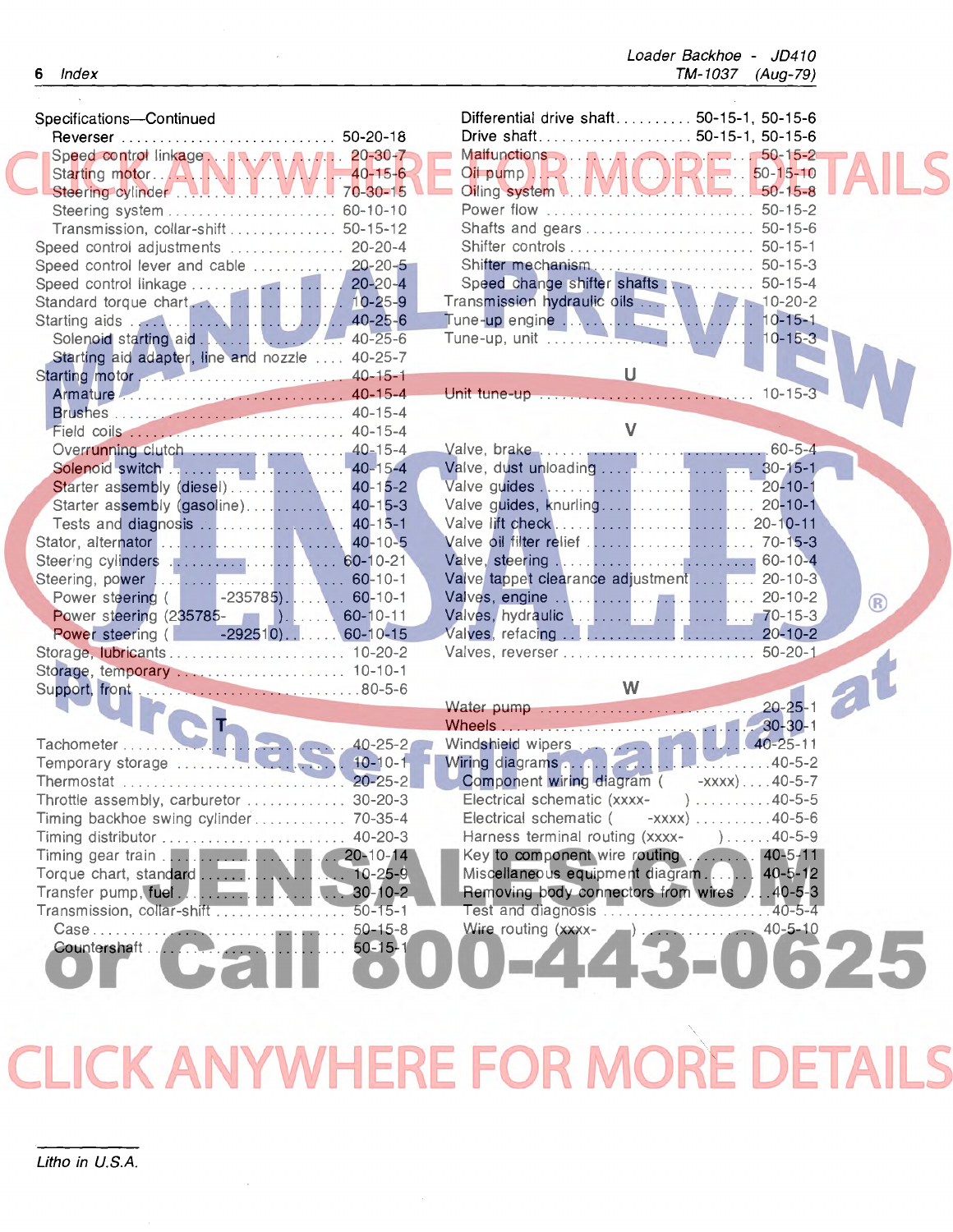Specifications—Continued

- Reverser ........................... 50-20-18
- Speed control linkage ............ 20-30-7
- Starting motor ..................... 40-15-6
- Steering cylinder .................. 70-30-15
- Steering system ..................... 60-10-10
- Transmission, collar-shift .......... 50-15-12

Speed control adjustments ............... 20-20-4
Speed control lever and cable ............ 20-20-5
Speed control linkage ..................... 20-20-4
Standard torque chart ..................... 10-25-9
Starting aids ............................ 40-25-6

- Solenoid starting aid .................. 40-25-6
- Starting aid adapter, line and nozzle .... 40-25-7

Starting motor ........................... 40-15-1

- Armature .............................. 40-15-4
- Brushes ............................... 40-15-4
- Field coils ............................ 40-15-4
- Overrunning clutch ..................... 40-15-4
- Solenoid switch ........................ 40-15-4
- Starter assembly (diesel) ............... 40-15-2
- Starter assembly (gasoline) .............. 40-15-3
- Tests and diagnosis ..................... 40-15-1

Stator, alternator ........................ 40-10-5
Steering cylinders ....................... 60-10-21
Steering, power .......................... 60-10-1

- Power steering ( -235785) ............... 60-10-1
- Power steering (235785- ) ............... 60-10-11
- Power steering ( -292510) ............... 60-10-15

Storage, lubricants ....................... 10-20-2
Storage, temporary ....................... 10-10-1
Support, front ............................ 80-5-6

## T

Tachometer ............................... 40-25-2
Temporary storage ........................ 10-10-1
Thermostat .............................. 20-25-2
Throttle assembly, carburetor ............. 30-20-3
Timing backhoe swing cylinder ............. 70-35-4
Timing distributor ........................ 40-20-3
Timing gear train ......................... 20-10-14
Torque chart, standard .................... 10-25-9
Transfer pump, fuel ....................... 30-10-2
Transmission, collar-shift ................. 50-15-1

- Case ................................. 50-15-8
- Countershaft ........................... 50-15-1
- Differential drive shaft .......... 50-15-1, 50-15-6
- Drive shaft ...................... 50-15-1, 50-15-6
- Malfunctions ........................... 50-15-2
- Oil pump .............................. 50-15-10
- Oiling system ........................... 50-15-8
- Power flow ............................. 50-15-2
- Shafts and gears ........................ 50-15-6
- Shifter controls ......................... 50-15-1
- Shifter mechanism ....................... 50-15-3
- Speed change shifter shafts .............. 50-15-4

Transmission hydraulic oils ................. 10-20-2
Tune-up engine ........................... 10-15-1
Tune-up, unit ............................. 10-15-3

## U

Unit tune-up .............................. 10-15-3

## V

Valve, brake ............................... 60-5-4
Valve, dust unloading ...................... 30-15-1
Valve guides .............................. 20-10-1
Valve guides, knurling ..................... 20-10-1
Valve lift check ........................... 20-10-11
Valve oil filter relief ...................... 70-15-3
Valve, steering ............................ 60-10-4
Valve tappet clearance adjustment ........... 20-10-3
Valves, engine ............................ 20-10-2
Valves, hydraulic .......................... 70-15-3
Valves, refacing ........................... 20-10-2
Valves, reverser ........................... 50-20-1

## W

Water pump ............................... 20-25-1
Wheels ................................... 30-30-1
Windshield wipers ......................... 40-25-11
Wiring diagrams ........................... 40-5-2

- Component wiring diagram ( -xxxx) ....... 40-5-7
- Electrical schematic (xxxx- ) ............. 40-5-5
- Electrical schematic ( -xxxx) ............. 40-5-6
- Harness terminal routing (xxxx- ) ......... 40-5-9
- Key to component wire routing ............ 40-5-11
- Miscellaneous equipment diagram .......... 40-5-12
- Removing body connectors from wires ....... 40-5-3
- Test and diagnosis ....................... 40-5-4
- Wire routing (xxxx- ) .................... 40-5-10

*Litho in U.S.A.*